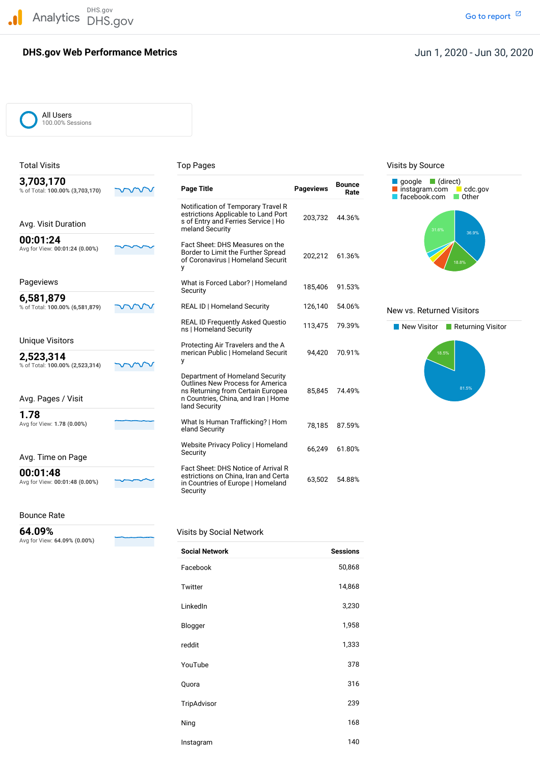Analytics DHS.gov DHS.gov

Go to report

# DHS.gov Web Performance Metrics

Jun 1, 2020 - Jun 30, 2020

All Users
100.00% Sessions

## Total Visits

**3,703,170**
% of Total: **100.00% (3,703,170)**

## Avg. Visit Duration

**00:01:24**
Avg for View: **00:01:24 (0.00%)**

## Pageviews

**6,581,879**
% of Total: **100.00% (6,581,879)**

## Unique Visitors

**2,523,314**
% of Total: **100.00% (2,523,314)**

## Avg. Pages / Visit

**1.78**
Avg for View: **1.78 (0.00%)**

## Avg. Time on Page

**00:01:48**
Avg for View: **00:01:48 (0.00%)**

## Bounce Rate

**64.09%**
Avg for View: **64.09% (0.00%)**

## Top Pages

| Page Title | Pageviews | Bounce Rate |
|---|---|---|
| Notification of Temporary Travel Restrictions Applicable to Land Ports of Entry and Ferries Service \| Homeland Security | 203,732 | 44.36% |
| Fact Sheet: DHS Measures on the Border to Limit the Further Spread of Coronavirus \| Homeland Security | 202,212 | 61.36% |
| What is Forced Labor? \| Homeland Security | 185,406 | 91.53% |
| REAL ID \| Homeland Security | 126,140 | 54.06% |
| REAL ID Frequently Asked Questions \| Homeland Security | 113,475 | 79.39% |
| Protecting Air Travelers and the American Public \| Homeland Security | 94,420 | 70.91% |
| Department of Homeland Security Outlines New Process for Americans Returning from Certain European Countries, China, and Iran \| Homeland Security | 85,845 | 74.49% |
| What Is Human Trafficking? \| Homeland Security | 78,185 | 87.59% |
| Website Privacy Policy \| Homeland Security | 66,249 | 61.80% |
| Fact Sheet: DHS Notice of Arrival Restrictions on China, Iran and Certain Countries of Europe \| Homeland Security | 63,502 | 54.88% |

## Visits by Social Network

| Social Network | Sessions |
|---|---|
| Facebook | 50,868 |
| Twitter | 14,868 |
| LinkedIn | 3,230 |
| Blogger | 1,958 |
| reddit | 1,333 |
| YouTube | 378 |
| Quora | 316 |
| TripAdvisor | 239 |
| Ning | 168 |
| Instagram | 140 |

## Visits by Source

google, (direct), instagram.com, cdc.gov, facebook.com, Other

google: 36.9%; (direct): 18.8%; Other: 31.6%

## New vs. Returned Visitors

New Visitor: 81.5%; Returning Visitor: 18.5%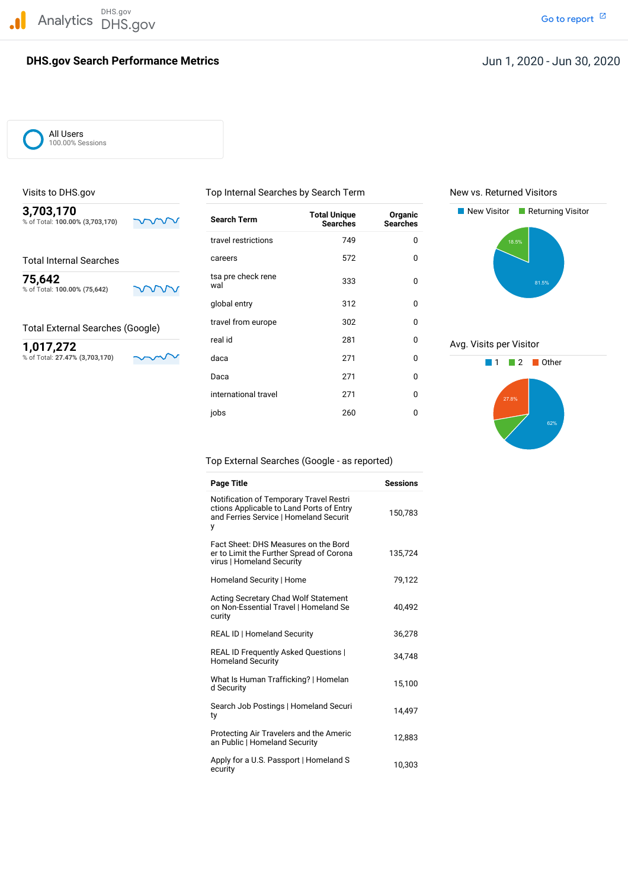Analytics DHS.gov DHS.gov

Go to report

# DHS.gov Search Performance Metrics

Jun 1, 2020 - Jun 30, 2020

All Users
100.00% Sessions

## Visits to DHS.gov

**3,703,170**
% of Total: **100.00% (3,703,170)**

## Total Internal Searches

**75,642**
% of Total: **100.00% (75,642)**

## Total External Searches (Google)

**1,017,272**
% of Total: **27.47% (3,703,170)**

## Top Internal Searches by Search Term

| Search Term | Total Unique Searches | Organic Searches |
|---|---|---|
| travel restrictions | 749 | 0 |
| careers | 572 | 0 |
| tsa pre check rene wal | 333 | 0 |
| global entry | 312 | 0 |
| travel from europe | 302 | 0 |
| real id | 281 | 0 |
| daca | 271 | 0 |
| Daca | 271 | 0 |
| international travel | 271 | 0 |
| jobs | 260 | 0 |

## New vs. Returned Visitors

New Visitor: 81.5%
Returning Visitor: 18.5%

## Avg. Visits per Visitor

1: 62%
2
Other: 27.8%

## Top External Searches (Google - as reported)

| Page Title | Sessions |
|---|---|
| Notification of Temporary Travel Restrictions Applicable to Land Ports of Entry and Ferries Service \| Homeland Security | 150,783 |
| Fact Sheet: DHS Measures on the Border to Limit the Further Spread of Coronavirus \| Homeland Security | 135,724 |
| Homeland Security \| Home | 79,122 |
| Acting Secretary Chad Wolf Statement on Non-Essential Travel \| Homeland Security | 40,492 |
| REAL ID \| Homeland Security | 36,278 |
| REAL ID Frequently Asked Questions \| Homeland Security | 34,748 |
| What Is Human Trafficking? \| Homeland Security | 15,100 |
| Search Job Postings \| Homeland Security | 14,497 |
| Protecting Air Travelers and the American Public \| Homeland Security | 12,883 |
| Apply for a U.S. Passport \| Homeland Security | 10,303 |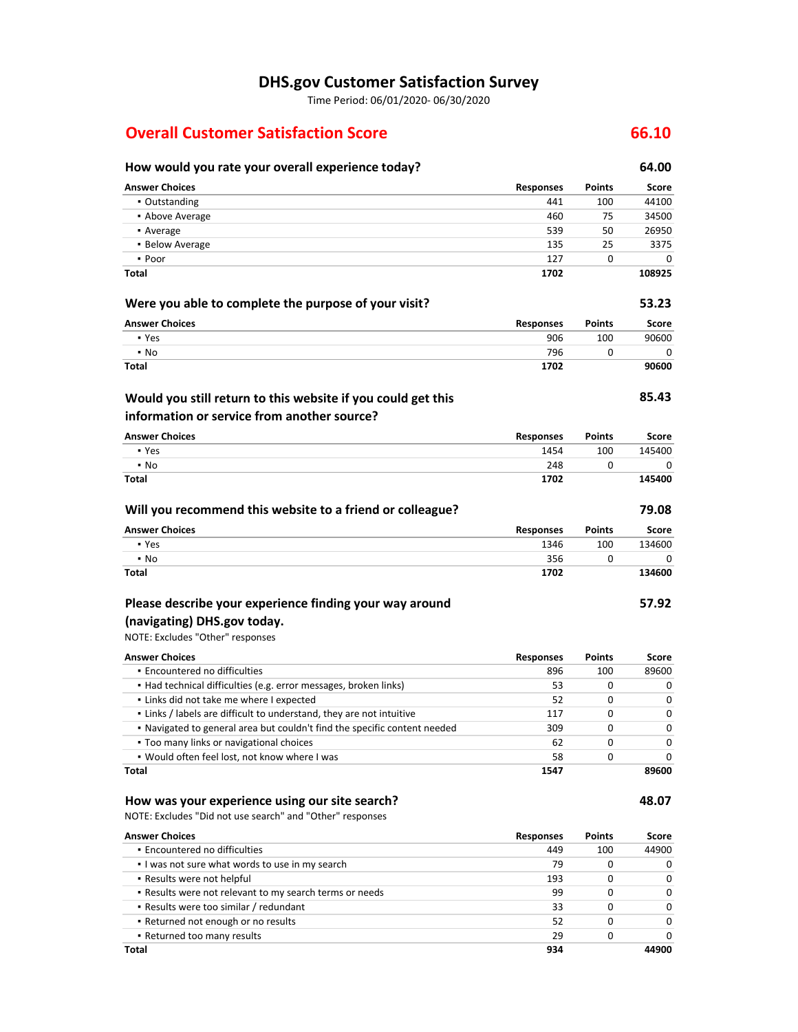# DHS.gov Customer Satisfaction Survey

Time Period: 06/01/2020- 06/30/2020

## Overall Customer Satisfaction Score — 66.10

### How would you rate your overall experience today? — 64.00

| Answer Choices | Responses | Points | Score |
|---|---|---|---|
| ▪ Outstanding | 441 | 100 | 44100 |
| ▪ Above Average | 460 | 75 | 34500 |
| ▪ Average | 539 | 50 | 26950 |
| ▪ Below Average | 135 | 25 | 3375 |
| ▪ Poor | 127 | 0 | 0 |
| **Total** | **1702** | | **108925** |

### Were you able to complete the purpose of your visit? — 53.23

| Answer Choices | Responses | Points | Score |
|---|---|---|---|
| ▪ Yes | 906 | 100 | 90600 |
| ▪ No | 796 | 0 | 0 |
| **Total** | **1702** | | **90600** |

### Would you still return to this website if you could get this information or service from another source? — 85.43

| Answer Choices | Responses | Points | Score |
|---|---|---|---|
| ▪ Yes | 1454 | 100 | 145400 |
| ▪ No | 248 | 0 | 0 |
| **Total** | **1702** | | **145400** |

### Will you recommend this website to a friend or colleague? — 79.08

| Answer Choices | Responses | Points | Score |
|---|---|---|---|
| ▪ Yes | 1346 | 100 | 134600 |
| ▪ No | 356 | 0 | 0 |
| **Total** | **1702** | | **134600** |

### Please describe your experience finding your way around (navigating) DHS.gov today. — 57.92

NOTE: Excludes "Other" responses

| Answer Choices | Responses | Points | Score |
|---|---|---|---|
| ▪ Encountered no difficulties | 896 | 100 | 89600 |
| ▪ Had technical difficulties (e.g. error messages, broken links) | 53 | 0 | 0 |
| ▪ Links did not take me where I expected | 52 | 0 | 0 |
| ▪ Links / labels are difficult to understand, they are not intuitive | 117 | 0 | 0 |
| ▪ Navigated to general area but couldn't find the specific content needed | 309 | 0 | 0 |
| ▪ Too many links or navigational choices | 62 | 0 | 0 |
| ▪ Would often feel lost, not know where I was | 58 | 0 | 0 |
| **Total** | **1547** | | **89600** |

### How was your experience using our site search? — 48.07

NOTE: Excludes "Did not use search" and "Other" responses

| Answer Choices | Responses | Points | Score |
|---|---|---|---|
| ▪ Encountered no difficulties | 449 | 100 | 44900 |
| ▪ I was not sure what words to use in my search | 79 | 0 | 0 |
| ▪ Results were not helpful | 193 | 0 | 0 |
| ▪ Results were not relevant to my search terms or needs | 99 | 0 | 0 |
| ▪ Results were too similar / redundant | 33 | 0 | 0 |
| ▪ Returned not enough or no results | 52 | 0 | 0 |
| ▪ Returned too many results | 29 | 0 | 0 |
| **Total** | **934** | | **44900** |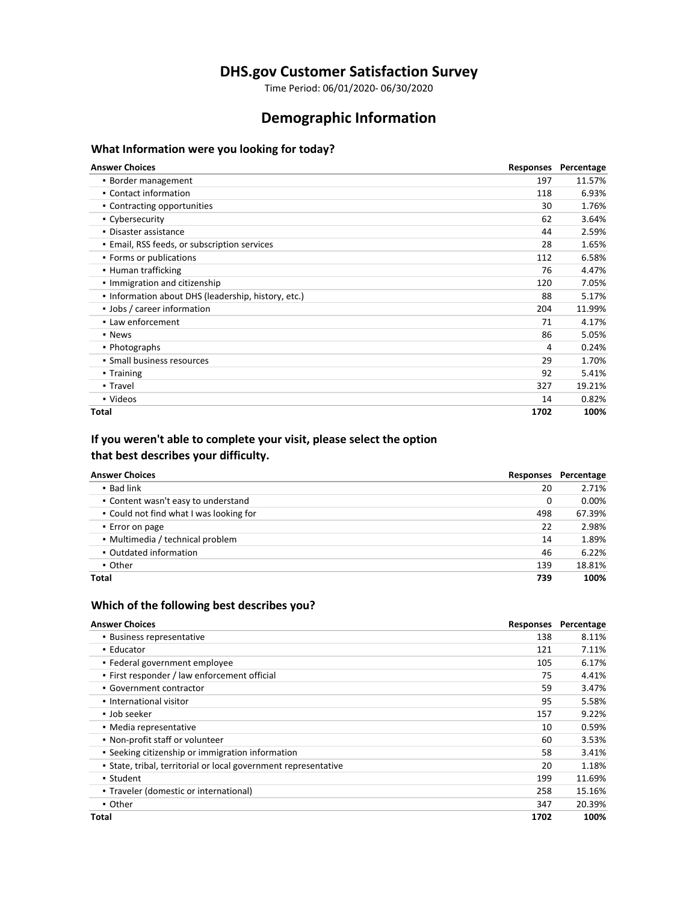# DHS.gov Customer Satisfaction Survey

Time Period: 06/01/2020- 06/30/2020

## Demographic Information

### What Information were you looking for today?

| Answer Choices | Responses | Percentage |
|---|---|---|
| ▪ Border management | 197 | 11.57% |
| ▪ Contact information | 118 | 6.93% |
| ▪ Contracting opportunities | 30 | 1.76% |
| ▪ Cybersecurity | 62 | 3.64% |
| ▪ Disaster assistance | 44 | 2.59% |
| ▪ Email, RSS feeds, or subscription services | 28 | 1.65% |
| ▪ Forms or publications | 112 | 6.58% |
| ▪ Human trafficking | 76 | 4.47% |
| ▪ Immigration and citizenship | 120 | 7.05% |
| ▪ Information about DHS (leadership, history, etc.) | 88 | 5.17% |
| ▪ Jobs / career information | 204 | 11.99% |
| ▪ Law enforcement | 71 | 4.17% |
| ▪ News | 86 | 5.05% |
| ▪ Photographs | 4 | 0.24% |
| ▪ Small business resources | 29 | 1.70% |
| ▪ Training | 92 | 5.41% |
| ▪ Travel | 327 | 19.21% |
| ▪ Videos | 14 | 0.82% |
| **Total** | **1702** | **100%** |

### If you weren't able to complete your visit, please select the option that best describes your difficulty.

| Answer Choices | Responses | Percentage |
|---|---|---|
| ▪ Bad link | 20 | 2.71% |
| ▪ Content wasn't easy to understand | 0 | 0.00% |
| ▪ Could not find what I was looking for | 498 | 67.39% |
| ▪ Error on page | 22 | 2.98% |
| ▪ Multimedia / technical problem | 14 | 1.89% |
| ▪ Outdated information | 46 | 6.22% |
| ▪ Other | 139 | 18.81% |
| **Total** | **739** | **100%** |

### Which of the following best describes you?

| Answer Choices | Responses | Percentage |
|---|---|---|
| ▪ Business representative | 138 | 8.11% |
| ▪ Educator | 121 | 7.11% |
| ▪ Federal government employee | 105 | 6.17% |
| ▪ First responder / law enforcement official | 75 | 4.41% |
| ▪ Government contractor | 59 | 3.47% |
| ▪ International visitor | 95 | 5.58% |
| ▪ Job seeker | 157 | 9.22% |
| ▪ Media representative | 10 | 0.59% |
| ▪ Non-profit staff or volunteer | 60 | 3.53% |
| ▪ Seeking citizenship or immigration information | 58 | 3.41% |
| ▪ State, tribal, territorial or local government representative | 20 | 1.18% |
| ▪ Student | 199 | 11.69% |
| ▪ Traveler (domestic or international) | 258 | 15.16% |
| ▪ Other | 347 | 20.39% |
| **Total** | **1702** | **100%** |